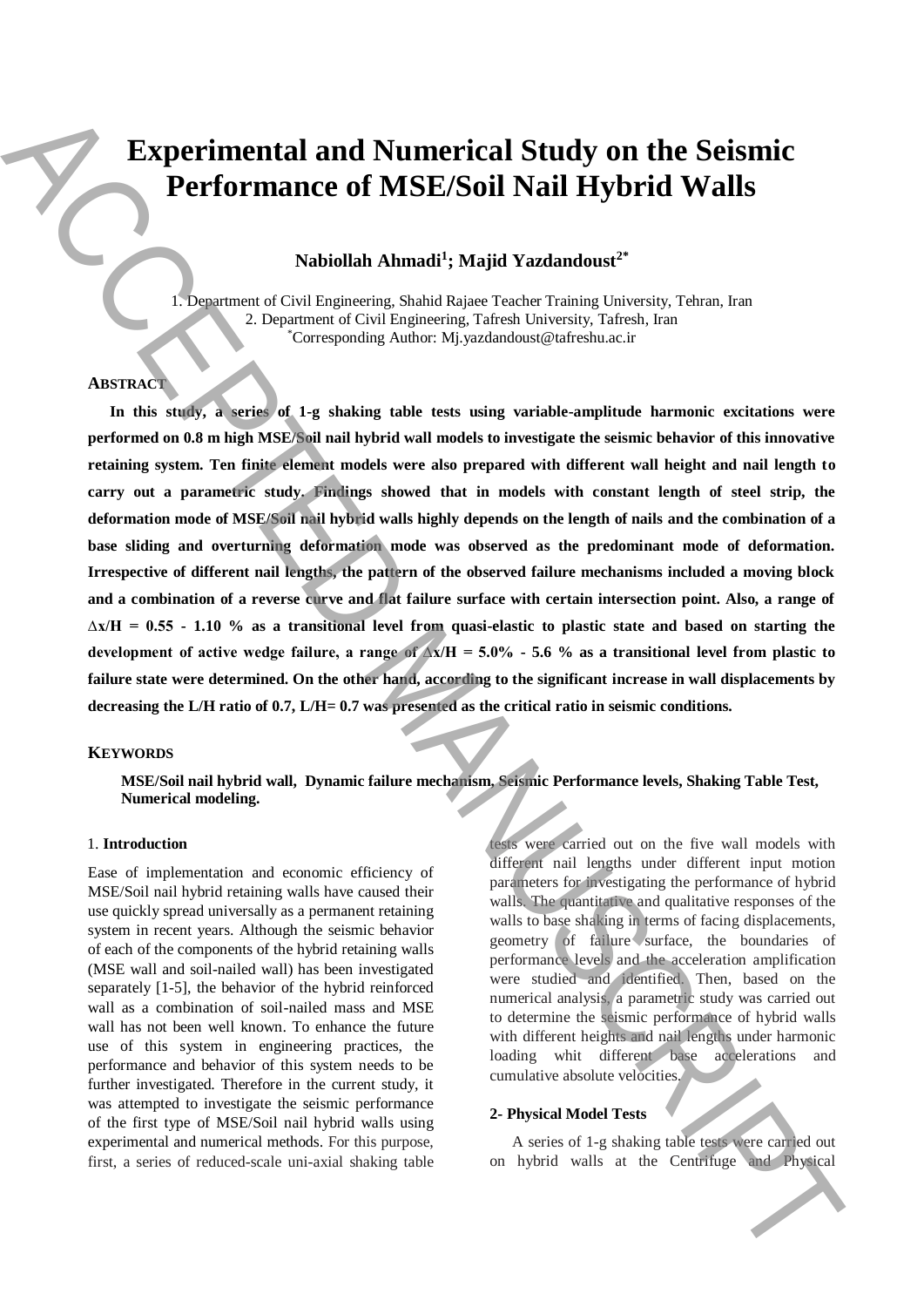# Experimental and Numerical Study on the Seismic Performance of MSE/Soil Nail Hybrid Walls

**Nabiollah Ahmadi[1]; Majid Yazdandoust[2*]**

1. Department of Civil Engineering, Shahid Rajaee Teacher Training University, Tehran, Iran
2. Department of Civil Engineering, Tafresh University, Tafresh, Iran
*Corresponding Author: Mj.yazdandoust@tafreshu.ac.ir

## ABSTRACT

**In this study, a series of 1-g shaking table tests using variable-amplitude harmonic excitations were performed on 0.8 m high MSE/Soil nail hybrid wall models to investigate the seismic behavior of this innovative retaining system. Ten finite element models were also prepared with different wall height and nail length to carry out a parametric study. Findings showed that in models with constant length of steel strip, the deformation mode of MSE/Soil nail hybrid walls highly depends on the length of nails and the combination of a base sliding and overturning deformation mode was observed as the predominant mode of deformation. Irrespective of different nail lengths, the pattern of the observed failure mechanisms included a moving block and a combination of a reverse curve and flat failure surface with certain intersection point. Also, a range of $\Delta x/H$ = 0.55 - 1.10 % as a transitional level from quasi-elastic to plastic state and based on starting the development of active wedge failure, a range of $\Delta x/H$ = 5.0% - 5.6 % as a transitional level from plastic to failure state were determined. On the other hand, according to the significant increase in wall displacements by decreasing the L/H ratio of 0.7, L/H= 0.7 was presented as the critical ratio in seismic conditions.**

## KEYWORDS

**MSE/Soil nail hybrid wall, Dynamic failure mechanism, Seismic Performance levels, Shaking Table Test, Numerical modeling.**

## 1. Introduction

Ease of implementation and economic efficiency of MSE/Soil nail hybrid retaining walls have caused their use quickly spread universally as a permanent retaining system in recent years. Although the seismic behavior of each of the components of the hybrid retaining walls (MSE wall and soil-nailed wall) has been investigated separately [1-5], the behavior of the hybrid reinforced wall as a combination of soil-nailed mass and MSE wall has not been well known. To enhance the future use of this system in engineering practices, the performance and behavior of this system needs to be further investigated. Therefore in the current study, it was attempted to investigate the seismic performance of the first type of MSE/Soil nail hybrid walls using experimental and numerical methods. For this purpose, first, a series of reduced-scale uni-axial shaking table tests were carried out on the five wall models with different nail lengths under different input motion parameters for investigating the performance of hybrid walls. The quantitative and qualitative responses of the walls to base shaking in terms of facing displacements, geometry of failure surface, the boundaries of performance levels and the acceleration amplification were studied and identified. Then, based on the numerical analysis, a parametric study was carried out to determine the seismic performance of hybrid walls with different heights and nail lengths under harmonic loading whit different base accelerations and cumulative absolute velocities.

## 2- Physical Model Tests

A series of 1-g shaking table tests were carried out on hybrid walls at the Centrifuge and Physical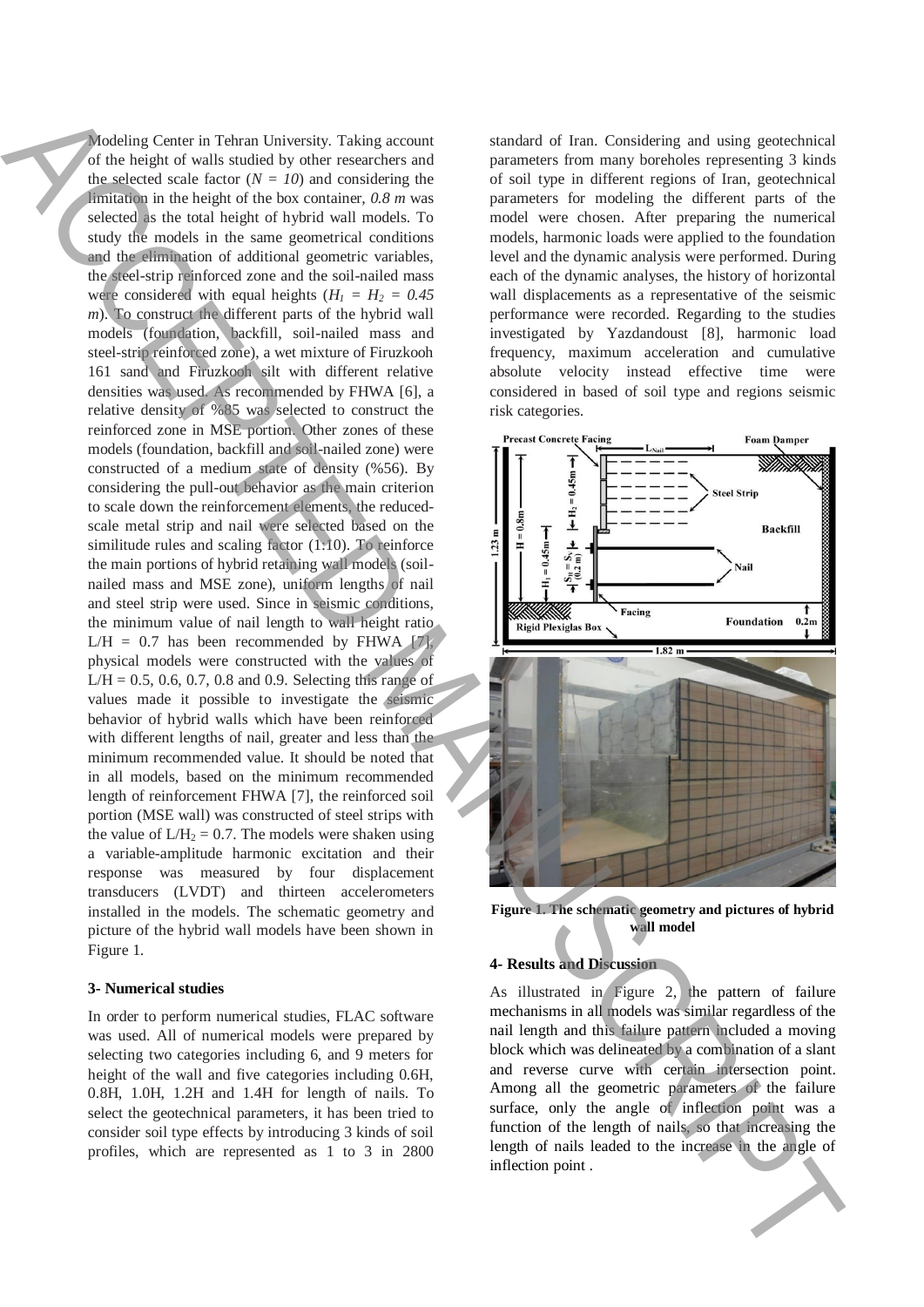Modeling Center in Tehran University. Taking account of the height of walls studied by other researchers and the selected scale factor ($N = 10$) and considering the limitation in the height of the box container, *0.8 m* was selected as the total height of hybrid wall models. To study the models in the same geometrical conditions and the elimination of additional geometric variables, the steel-strip reinforced zone and the soil-nailed mass were considered with equal heights ($H_1 = H_2 = 0.45$ *m*). To construct the different parts of the hybrid wall models (foundation, backfill, soil-nailed mass and steel-strip reinforced zone), a wet mixture of Firuzkooh 161 sand and Firuzkooh silt with different relative densities was used. As recommended by FHWA [6], a relative density of %85 was selected to construct the reinforced zone in MSE portion. Other zones of these models (foundation, backfill and soil-nailed zone) were constructed of a medium state of density (%56). By considering the pull-out behavior as the main criterion to scale down the reinforcement elements, the reduced-scale metal strip and nail were selected based on the similitude rules and scaling factor (1:10). To reinforce the main portions of hybrid retaining wall models (soil-nailed mass and MSE zone), uniform lengths of nail and steel strip were used. Since in seismic conditions, the minimum value of nail length to wall height ratio $L/H = 0.7$ has been recommended by FHWA [7], physical models were constructed with the values of $L/H = 0.5$, 0.6, 0.7, 0.8 and 0.9. Selecting this range of values made it possible to investigate the seismic behavior of hybrid walls which have been reinforced with different lengths of nail, greater and less than the minimum recommended value. It should be noted that in all models, based on the minimum recommended length of reinforcement FHWA [7], the reinforced soil portion (MSE wall) was constructed of steel strips with the value of $L/H_2 = 0.7$. The models were shaken using a variable-amplitude harmonic excitation and their response was measured by four displacement transducers (LVDT) and thirteen accelerometers installed in the models. The schematic geometry and picture of the hybrid wall models have been shown in Figure 1.

### 3- Numerical studies

In order to perform numerical studies, FLAC software was used. All of numerical models were prepared by selecting two categories including 6, and 9 meters for height of the wall and five categories including 0.6H, 0.8H, 1.0H, 1.2H and 1.4H for length of nails. To select the geotechnical parameters, it has been tried to consider soil type effects by introducing 3 kinds of soil profiles, which are represented as 1 to 3 in 2800 standard of Iran. Considering and using geotechnical parameters from many boreholes representing 3 kinds of soil type in different regions of Iran, geotechnical parameters for modeling the different parts of the model were chosen. After preparing the numerical models, harmonic loads were applied to the foundation level and the dynamic analysis were performed. During each of the dynamic analyses, the history of horizontal wall displacements as a representative of the seismic performance were recorded. Regarding to the studies investigated by Yazdandoust [8], harmonic load frequency, maximum acceleration and cumulative absolute velocity instead effective time were considered in based of soil type and regions seismic risk categories.

Precast Concrete Facing
$L_{Nail}$
Foam Damper
Steel Strip
Backfill
Nail
Facing
Foundation
Rigid Plexiglas Box
1.23 m
H = 0.8m
$H_2$ = 0.45m
$H_1$ = 0.45m
$S_H = S_V$ (0.2 m)
0.2m
1.82 m

**Figure 1. The schematic geometry and pictures of hybrid wall model**

### 4- Results and Discussion

As illustrated in Figure 2, the pattern of failure mechanisms in all models was similar regardless of the nail length and this failure pattern included a moving block which was delineated by a combination of a slant and reverse curve with certain intersection point. Among all the geometric parameters of the failure surface, only the angle of inflection point was a function of the length of nails, so that increasing the length of nails leaded to the increase in the angle of inflection point .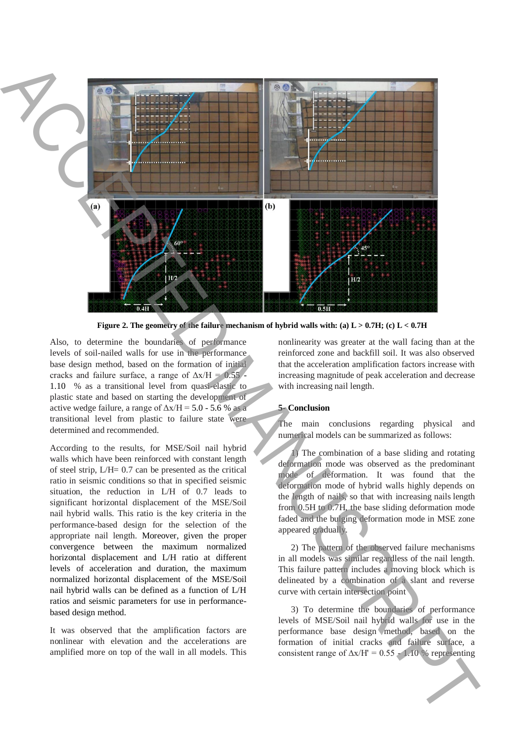(a)

60°

H/2

0.4H

(b)

45°

H/2

0.5H

**Figure 2. The geometry of the failure mechanism of hybrid walls with: (a) L > 0.7H; (c) L < 0.7H**

Also, to determine the boundaries of performance levels of soil-nailed walls for use in the performance base design method, based on the formation of initial cracks and failure surface, a range of $\Delta x/H = 0.55$ - 1.10 % as a transitional level from quasi-elastic to plastic state and based on starting the development of active wedge failure, a range of $\Delta x/H = 5.0$ - 5.6 % as a transitional level from plastic to failure state were determined and recommended.

According to the results, for MSE/Soil nail hybrid walls which have been reinforced with constant length of steel strip, L/H= 0.7 can be presented as the critical ratio in seismic conditions so that in specified seismic situation, the reduction in L/H of 0.7 leads to significant horizontal displacement of the MSE/Soil nail hybrid walls. This ratio is the key criteria in the performance-based design for the selection of the appropriate nail length. Moreover, given the proper convergence between the maximum normalized horizontal displacement and L/H ratio at different levels of acceleration and duration, the maximum normalized horizontal displacement of the MSE/Soil nail hybrid walls can be defined as a function of L/H ratios and seismic parameters for use in performance-based design method.

It was observed that the amplification factors are nonlinear with elevation and the accelerations are amplified more on top of the wall in all models. This nonlinearity was greater at the wall facing than at the reinforced zone and backfill soil. It was also observed that the acceleration amplification factors increase with increasing magnitude of peak acceleration and decrease with increasing nail length.

## 5- Conclusion

The main conclusions regarding physical and numerical models can be summarized as follows:

1) The combination of a base sliding and rotating deformation mode was observed as the predominant mode of deformation. It was found that the deformation mode of hybrid walls highly depends on the length of nails, so that with increasing nails length from 0.5H to 0.7H, the base sliding deformation mode faded and the bulging deformation mode in MSE zone appeared gradually.

2) The pattern of the observed failure mechanisms in all models was similar regardless of the nail length. This failure pattern includes a moving block which is delineated by a combination of a slant and reverse curve with certain intersection point

3) To determine the boundaries of performance levels of MSE/Soil nail hybrid walls for use in the performance base design method, based on the formation of initial cracks and failure surface, a consistent range of $\Delta x/H' = 0.55$ - 1.10 % representing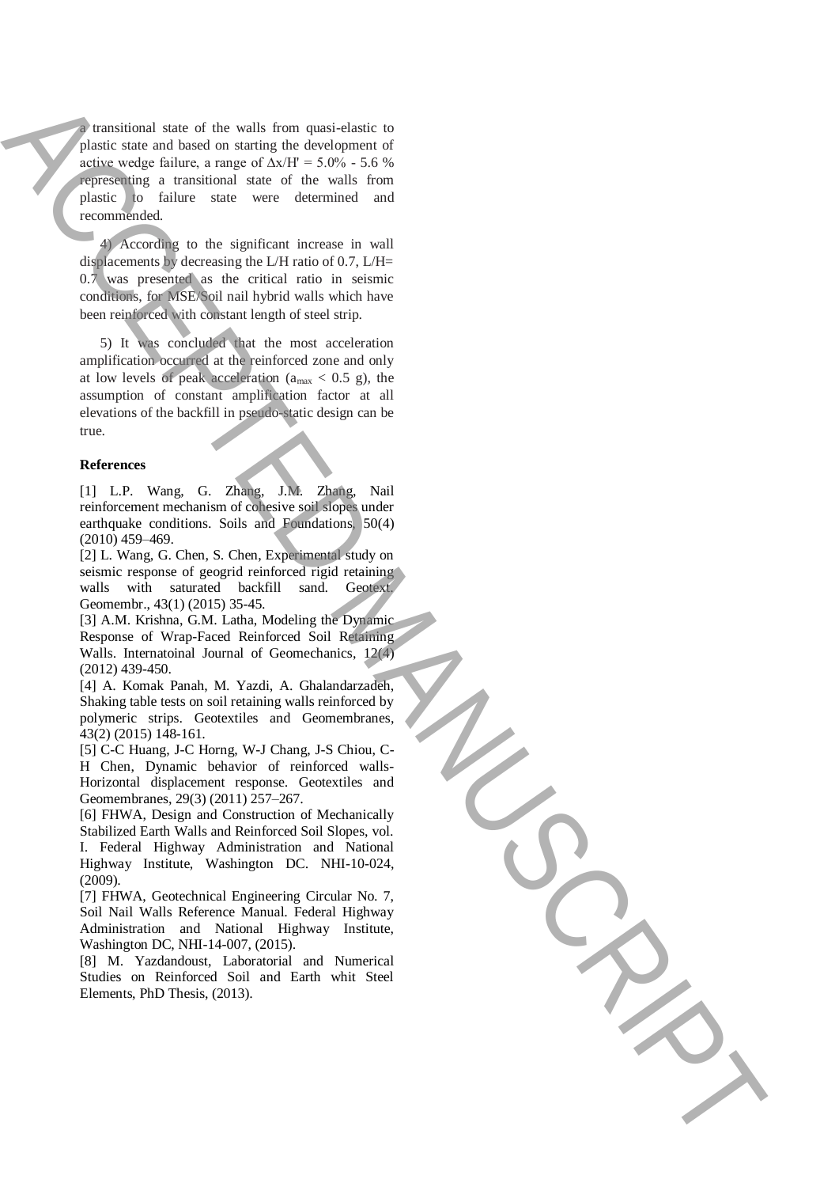a transitional state of the walls from quasi-elastic to plastic state and based on starting the development of active wedge failure, a range of $\Delta x/H' = 5.0\% - 5.6\ \%$ representing a transitional state of the walls from plastic to failure state were determined and recommended.

4) According to the significant increase in wall displacements by decreasing the L/H ratio of 0.7, L/H= 0.7 was presented as the critical ratio in seismic conditions, for MSE/Soil nail hybrid walls which have been reinforced with constant length of steel strip.

5) It was concluded that the most acceleration amplification occurred at the reinforced zone and only at low levels of peak acceleration ($a_{max} < 0.5$ g), the assumption of constant amplification factor at all elevations of the backfill in pseudo-static design can be true.

**References**

[1] L.P. Wang, G. Zhang, J.M. Zhang, Nail reinforcement mechanism of cohesive soil slopes under earthquake conditions. Soils and Foundations, 50(4) (2010) 459–469.

[2] L. Wang, G. Chen, S. Chen, Experimental study on seismic response of geogrid reinforced rigid retaining walls with saturated backfill sand. Geotext. Geomembr., 43(1) (2015) 35-45.

[3] A.M. Krishna, G.M. Latha, Modeling the Dynamic Response of Wrap-Faced Reinforced Soil Retaining Walls. Internatoinal Journal of Geomechanics, 12(4) (2012) 439-450.

[4] A. Komak Panah, M. Yazdi, A. Ghalandarzadeh, Shaking table tests on soil retaining walls reinforced by polymeric strips. Geotextiles and Geomembranes, 43(2) (2015) 148-161.

[5] C-C Huang, J-C Horng, W-J Chang, J-S Chiou, C-H Chen, Dynamic behavior of reinforced walls-Horizontal displacement response. Geotextiles and Geomembranes, 29(3) (2011) 257–267.

[6] FHWA, Design and Construction of Mechanically Stabilized Earth Walls and Reinforced Soil Slopes, vol. I. Federal Highway Administration and National Highway Institute, Washington DC. NHI-10-024, (2009).

[7] FHWA, Geotechnical Engineering Circular No. 7, Soil Nail Walls Reference Manual. Federal Highway Administration and National Highway Institute, Washington DC, NHI-14-007, (2015).

[8] M. Yazdandoust, Laboratorial and Numerical Studies on Reinforced Soil and Earth whit Steel Elements, PhD Thesis, (2013).